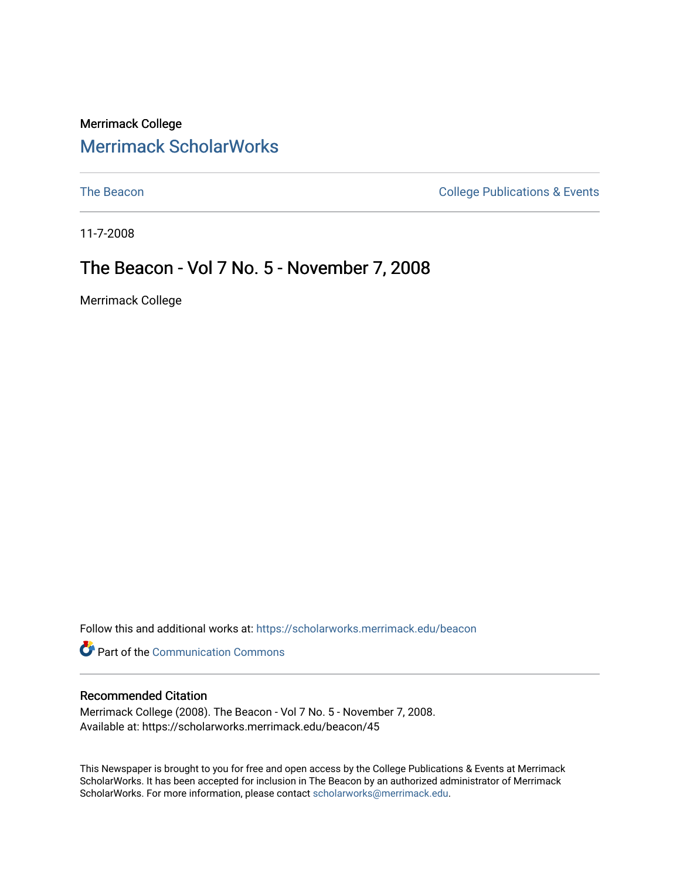Merrimack College

# Merrimack ScholarWorks

The Beacon | College Publications & Events

11-7-2008

## The Beacon - Vol 7 No. 5 - November 7, 2008

Merrimack College

Follow this and additional works at: https://scholarworks.merrimack.edu/beacon

Part of the Communication Commons

### Recommended Citation

Merrimack College (2008). The Beacon - Vol 7 No. 5 - November 7, 2008.
Available at: https://scholarworks.merrimack.edu/beacon/45

This Newspaper is brought to you for free and open access by the College Publications & Events at Merrimack ScholarWorks. It has been accepted for inclusion in The Beacon by an authorized administrator of Merrimack ScholarWorks. For more information, please contact scholarworks@merrimack.edu.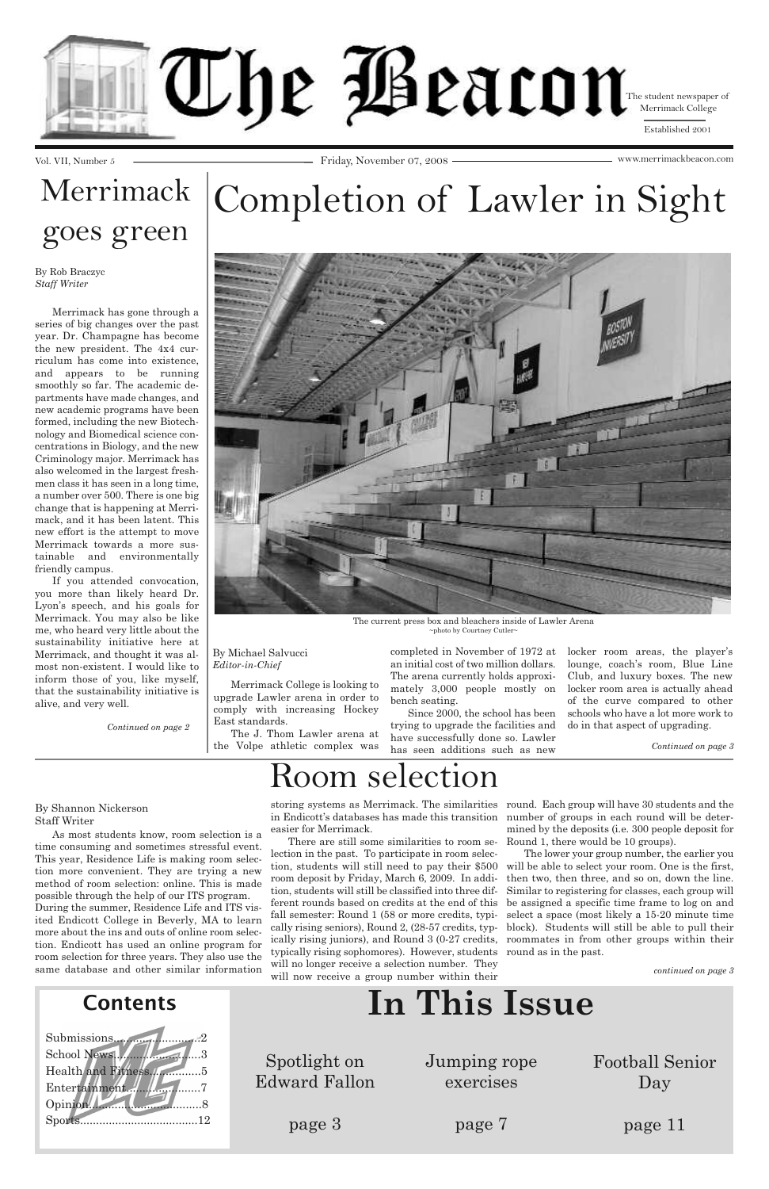# The Beacon

The student newspaper of Merrimack College

Established 2001

Vol. VII, Number 5 — Friday, November 07, 2008 — www.merrimackbeacon.com

## Merrimack goes green

By Rob Braczyc
*Staff Writer*

Merrimack has gone through a series of big changes over the past year. Dr. Champagne has become the new president. The 4x4 curriculum has come into existence, and appears to be running smoothly so far. The academic departments have made changes, and new academic programs have been formed, including the new Biotechnology and Biomedical science concentrations in Biology, and the new Criminology major. Merrimack has also welcomed in the largest freshmen class it has seen in a long time, a number over 500. There is one big change that is happening at Merrimack, and it has been latent. This new effort is the attempt to move Merrimack towards a more sustainable and environmentally friendly campus.

If you attended convocation, you more than likely heard Dr. Lyon's speech, and his goals for Merrimack. You may also be like me, who heard very little about the sustainability initiative here at Merrimack, and thought it was almost non-existent. I would like to inform those of you, like myself, that the sustainability initiative is alive, and very well.

*Continued on page 2*

## Completion of Lawler in Sight

The current press box and bleachers inside of Lawler Arena
~photo by Courtney Cutler~

By Michael Salvucci
*Editor-in-Chief*

Merrimack College is looking to upgrade Lawler arena in order to comply with increasing Hockey East standards.

The J. Thom Lawler arena at the Volpe athletic complex was completed in November of 1972 at an initial cost of two million dollars. The arena currently holds approximately 3,000 people mostly on bench seating.

Since 2000, the school has been trying to upgrade the facilities and have successfully done so. Lawler has seen additions such as new locker room areas, the player's lounge, coach's room, Blue Line Club, and luxury boxes. The new locker room area is actually ahead of the curve compared to other schools who have a lot more work to do in that aspect of upgrading.

*Continued on page 3*

## Room selection

By Shannon Nickerson
Staff Writer

As most students know, room selection is a time consuming and sometimes stressful event. This year, Residence Life is making room selection more convenient. They are trying a new method of room selection: online. This is made possible through the help of our ITS program. During the summer, Residence Life and ITS visited Endicott College in Beverly, MA to learn more about the ins and outs of online room selection. Endicott has used an online program for room selection for three years. They also use the same database and other similar information storing systems as Merrimack. The similarities in Endicott's databases has made this transition easier for Merrimack.

There are still some similarities to room selection in the past. To participate in room selection, students will still need to pay their $500 room deposit by Friday, March 6, 2009. In addition, students will still be classified into three different rounds based on credits at the end of this fall semester: Round 1 (58 or more credits, typically rising seniors), Round 2, (28-57 credits, typically rising juniors), and Round 3 (0-27 credits, typically rising sophomores). However, students will no longer receive a selection number. They will now receive a group number within their round. Each group will have 30 students and the number of groups in each round will be determined by the deposits (i.e. 300 people deposit for Round 1, there would be 10 groups).

The lower your group number, the earlier you will be able to select your room. One is the first, then two, then three, and so on, down the line. Similar to registering for classes, each group will be assigned a specific time frame to log on and select a space (most likely a 15-20 minute time block). Students will still be able to pull their roommates in from other groups within their round as in the past.

*continued on page 3*

### Contents

- Submissions..........................2
- School News..........................3
- Health and Fitness................5
- Entertainment.......................7
- Opinion..................................8
- Sports...................................12

## In This Issue

- Spotlight on Edward Fallon — page 3
- Jumping rope exercises — page 7
- Football Senior Day — page 11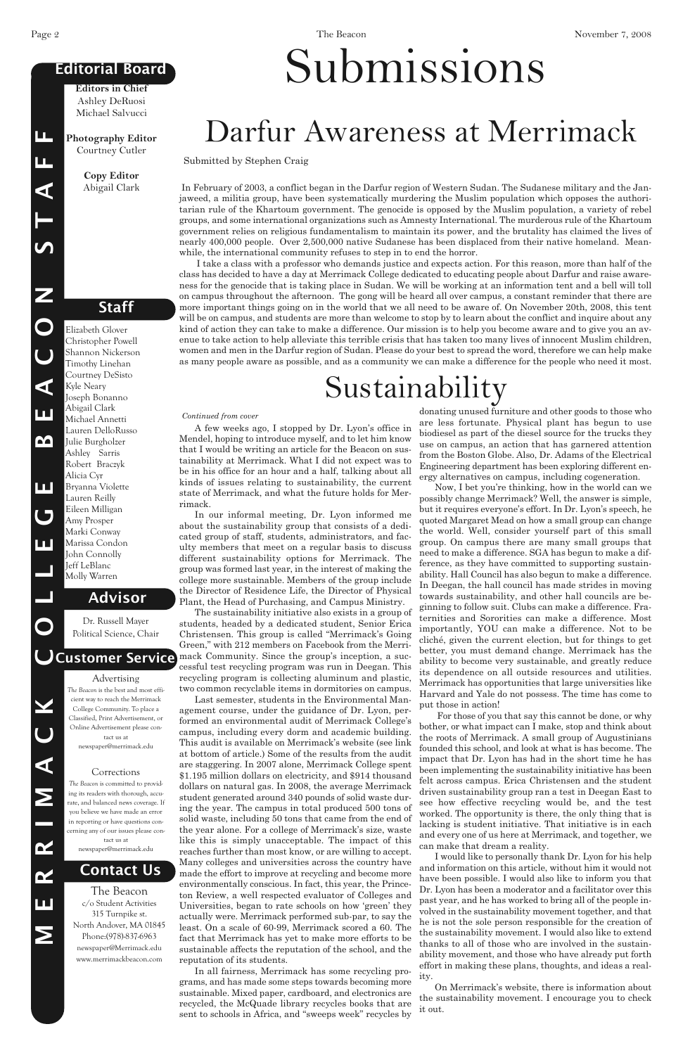# Submissions

## Darfur Awareness at Merrimack

Submitted by Stephen Craig

In February of 2003, a conflict began in the Darfur region of Western Sudan. The Sudanese military and the Janjaweed, a militia group, have been systematically murdering the Muslim population which opposes the authoritarian rule of the Khartoum government. The genocide is opposed by the Muslim population, a variety of rebel groups, and some international organizations such as Amnesty International. The murderous rule of the Khartoum government relies on religious fundamentalism to maintain its power, and the brutality has claimed the lives of nearly 400,000 people. Over 2,500,000 native Sudanese has been displaced from their native homeland. Meanwhile, the international community refuses to step in to end the horror.

I take a class with a professor who demands justice and expects action. For this reason, more than half of the class has decided to have a day at Merrimack College dedicated to educating people about Darfur and raise awareness for the genocide that is taking place in Sudan. We will be working at an information tent and a bell will toll on campus throughout the afternoon. The gong will be heard all over campus, a constant reminder that there are more important things going on in the world that we all need to be aware of. On November 20th, 2008, this tent will be on campus, and students are more than welcome to stop by to learn about the conflict and inquire about any kind of action they can take to make a difference. Our mission is to help you become aware and to give you an avenue to take action to help alleviate this terrible crisis that has taken too many lives of innocent Muslim children, women and men in the Darfur region of Sudan. Please do your best to spread the word, therefore we can help make as many people aware as possible, and as a community we can make a difference for the people who need it most.

## Sustainability

*Continued from cover*

A few weeks ago, I stopped by Dr. Lyon's office in Mendel, hoping to introduce myself, and to let him know that I would be writing an article for the Beacon on sustainability at Merrimack. What I did not expect was to be in his office for an hour and a half, talking about all kinds of issues relating to sustainability, the current state of Merrimack, and what the future holds for Merrimack.

In our informal meeting, Dr. Lyon informed me about the sustainability group that consists of a dedicated group of staff, students, administrators, and faculty members that meet on a regular basis to discuss different sustainability options for Merrimack. The group was formed last year, in the interest of making the college more sustainable. Members of the group include the Director of Residence Life, the Director of Physical Plant, the Head of Purchasing, and Campus Ministry.

The sustainability initiative also exists in a group of students, headed by a dedicated student, Senior Erica Christensen. This group is called "Merrimack's Going Green," with 212 members on Facebook from the Merrimack Community. Since the group's inception, a successful test recycling program was run in Deegan. This recycling program is collecting aluminum and plastic, two common recyclable items in dormitories on campus.

Last semester, students in the Environmental Management course, under the guidance of Dr. Lyon, performed an environmental audit of Merrimack College's campus, including every dorm and academic building. This audit is available on Merrimack's website (see link at bottom of article.) Some of the results from the audit are staggering. In 2007 alone, Merrimack College spent $1.195 million dollars on electricity, and $914 thousand dollars on natural gas. In 2008, the average Merrimack student generated around 340 pounds of solid waste during the year. The campus in total produced 500 tons of solid waste, including 50 tons that came from the end of the year alone. For a college of Merrimack's size, waste like this is simply unacceptable. The impact of this reaches further than most know, or are willing to accept. Many colleges and universities across the country have made the effort to improve at recycling and become more environmentally conscious. In fact, this year, the Princeton Review, a well respected evaluator of Colleges and Universities, began to rate schools on how 'green' they actually were. Merrimack performed sub-par, to say the least. On a scale of 60-99, Merrimack scored a 60. The fact that Merrimack has yet to make more efforts to be sustainable affects the reputation of the school, and the reputation of its students.

In all fairness, Merrimack has some recycling programs, and has made some steps towards becoming more sustainable. Mixed paper, cardboard, and electronics are recycled, the McQuade library recycles books that are sent to schools in Africa, and "sweeps week" recycles by donating unused furniture and other goods to those who are less fortunate. Physical plant has begun to use biodiesel as part of the diesel source for the trucks they use on campus, an action that has garnered attention from the Boston Globe. Also, Dr. Adams of the Electrical Engineering department has been exploring different energy alternatives on campus, including cogeneration.

Now, I bet you're thinking, how in the world can we possibly change Merrimack? Well, the answer is simple, but it requires everyone's effort. In Dr. Lyon's speech, he quoted Margaret Mead on how a small group can change the world. Well, consider yourself part of this small group. On campus there are many small groups that need to make a difference. SGA has begun to make a difference, as they have committed to supporting sustainability. Hall Council has also begun to make a difference. In Deegan, the hall council has made strides in moving towards sustainability, and other hall councils are beginning to follow suit. Clubs can make a difference. Fraternities and Sororities can make a difference. Most importantly, YOU can make a difference. Not to be cliché, given the current election, but for things to get better, you must demand change. Merrimack has the ability to become very sustainable, and greatly reduce its dependence on all outside resources and utilities. Merrimack has opportunities that large universities like Harvard and Yale do not possess. The time has come to put those in action!

For those of you that say this cannot be done, or why bother, or what impact can I make, stop and think about the roots of Merrimack. A small group of Augustinians founded this school, and look at what is has become. The impact that Dr. Lyon has had in the short time he has been implementing the sustainability initiative has been felt across campus. Erica Christensen and the student driven sustainability group ran a test in Deegan East to see how effective recycling would be, and the test worked. The opportunity is there, the only thing that is lacking is student initiative. That initiative is in each and every one of us here at Merrimack, and together, we can make that dream a reality.

I would like to personally thank Dr. Lyon for his help and information on this article, without him it would not have been possible. I would also like to inform you that Dr. Lyon has been a moderator and a facilitator over this past year, and he has worked to bring all of the people involved in the sustainability movement together, and that he is not the sole person responsible for the creation of the sustainability movement. I would also like to extend thanks to all of those who are involved in the sustainability movement, and those who have already put forth effort in making these plans, thoughts, and ideas a reality.

On Merrimack's website, there is information about the sustainability movement. I encourage you to check it out.

---

## MERRIMACK COLLEGE BEACON STAFF

### Editorial Board

**Editors in Chief**
Ashley DeRuosi
Michael Salvucci

**Photography Editor**
Courtney Cutler

**Copy Editor**
Abigail Clark

### Staff

Elizabeth Glover
Christopher Powell
Shannon Nickerson
Timothy Linehan
Courtney DeSisto
Kyle Neary
Joseph Bonanno
Abigail Clark
Michael Annetti
Lauren DelloRusso
Julie Burgholzer
Ashley Sarris
Robert Braczyk
Alicia Cyr
Bryanna Violette
Lauren Reilly
Eileen Milligan
Amy Prosper
Marki Conway
Marissa Condon
John Connolly
Jeff LeBlanc
Molly Warren

### Advisor

Dr. Russell Mayer
Political Science, Chair

### Customer Service

**Advertising**

*The Beacon* is the best and most efficient way to reach the Merrimack College Community. To place a Classified, Print Advertisement, or Online Advertisement please contact us at newspaper@merrimack.edu

**Corrections**

*The Beacon* is committed to providing its readers with thorough, accurate, and balanced news coverage. If you believe we have made an error in reporting or have questions concerning any of our issues please contact us at newspaper@merrimack.edu

### Contact Us

The Beacon
c/o Student Activities
315 Turnpike st.
North Andover, MA 01845
Phone:(978)-837-6963
newspaper@Merrimack.edu
www.merrimackbeacon.com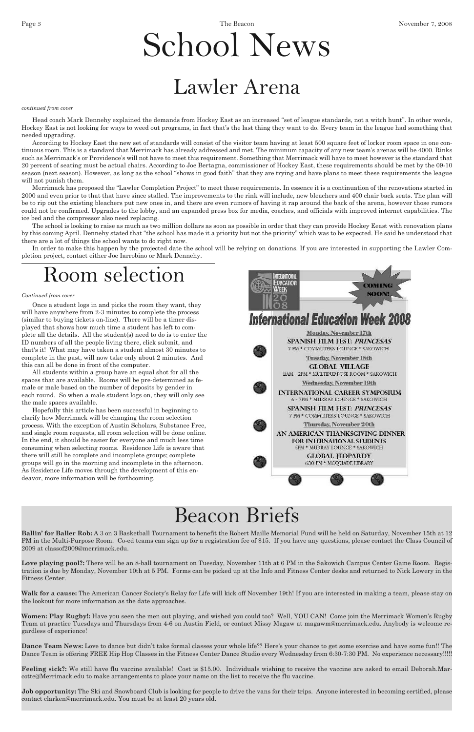# School News

## Lawler Arena

*continued from cover*

Head coach Mark Dennehy explained the demands from Hockey East as an increased “set of league standards, not a witch hunt”. In other words, Hockey East is not looking for ways to weed out programs, in fact that’s the last thing they want to do. Every team in the league had something that needed upgrading.

According to Hockey East the new set of standards will consist of the visitor team having at least 500 square feet of locker room space in one continuous room. This is a standard that Merrimack has already addressed and met. The minimum capacity of any new team’s arenas will be 4000. Rinks such as Merrimack’s or Providence’s will not have to meet this requirement. Something that Merrimack will have to meet however is the standard that 20 percent of seating must be actual chairs. According to Joe Bertagna, commissioner of Hockey East, these requirements should be met by the 09-10 season (next season). However, as long as the school “shows in good faith” that they are trying and have plans to meet these requirements the league will not punish them.

Merrimack has proposed the “Lawler Completion Project” to meet these requirements. In essence it is a continuation of the renovations started in 2000 and even prior to that that have since stalled. The improvements to the rink will include, new bleachers and 400 chair back seats. The plan will be to rip out the existing bleachers put new ones in, and there are even rumors of having it rap around the back of the arena, however those rumors could not be confirmed. Upgrades to the lobby, and an expanded press box for media, coaches, and officials with improved internet capabilities. The ice bed and the compressor also need replacing.

The school is looking to raise as much as two million dollars as soon as possible in order that they can provide Hockey Eeast with renovation plans by this coming April. Dennehy stated that “the school has made it a priority but not the priority” which was to be expected. He said he understood that there are a lot of things the school wants to do right now.

In order to make this happen by the projected date the school will be relying on donations. If you are interested in supporting the Lawler Completion project, contact either Joe Iarrobino or Mark Dennehy.

## Room selection

*Continued from cover*

Once a student logs in and picks the room they want, they will have anywhere from 2-3 minutes to complete the process (similar to buying tickets on-line). There will be a timer displayed that shows how much time a student has left to complete all the details. All the student(s) need to do is to enter the ID numbers of all the people living there, click submit, and that's it! What may have taken a student almost 30 minutes to complete in the past, will now take only about 2 minutes. And this can all be done in front of the computer.

All students within a group have an equal shot for all the spaces that are available. Rooms will be pre-determined as female or male based on the number of deposits by gender in each round. So when a male student logs on, they will only see the male spaces available.

Hopefully this article has been successful in beginning to clarify how Merrimack will be changing the room selection process. With the exception of Austin Scholars, Substance Free, and single room requests, all room selection will be done online. In the end, it should be easier for everyone and much less time consuming when selecting rooms. Residence Life is aware that there will still be complete and incomplete groups; complete groups will go in the morning and incomplete in the afternoon. As Residence Life moves through the development of this endeavor, more information will be forthcoming.

International Education Week 2008

COMING SOON!

**International Education Week 2008**

**Monday, November 17th**
SPANISH FILM FEST: *PRINCESAS*
7 PM * COMMUTERS LOUNGE * SAKOWICH

**Tuesday, November 18th**
GLOBAL VILLAGE
11AM - 2PM * MULTIPURPOSE ROOM * SAKOWICH

**Wednesday, November 19th**
INTERNATIONAL CAREER SYMPOSIUM
6 - 7PM * MURRAY LOUNGE * SAKOWICH
SPANISH FILM FEST: *PRINCESAS*
7 PM * COMMUTERS LOUNGE * SAKOWICH

**Thursday, November 20th**
AN AMERICAN THANKSGIVING DINNER FOR INTERNATIONAL STUDENTS
5PM * MURRAY LOUNGE * SAKOWICH
GLOBAL JEOPARDY
630 PM * MCQUADE LIBRARY

## Beacon Briefs

**Ballin’ for Baller Rob:** A 3 on 3 Basketball Tournament to benefit the Robert Maille Memorial Fund will be held on Saturday, November 15th at 12 PM in the Multi-Purpose Room. Co-ed teams can sign up for a registration fee of $15. If you have any questions, please contact the Class Council of 2009 at classof2009@merrimack.edu.

**Love playing pool?:** There will be an 8-ball tournament on Tuesday, November 11th at 6 PM in the Sakowich Campus Center Game Room. Registration is due by Monday, November 10th at 5 PM. Forms can be picked up at the Info and Fitness Center desks and returned to Nick Lowery in the Fitness Center.

**Walk for a cause:** The American Cancer Society’s Relay for Life will kick off November 19th! If you are interested in making a team, please stay on the lookout for more information as the date approaches.

**Women: Play Rugby!:** Have you seen the men out playing, and wished you could too? Well, YOU CAN! Come join the Merrimack Women’s Rugby Team at practice Tuesdays and Thursdays from 4-6 on Austin Field, or contact Missy Magaw at magawm@merrimack.edu. Anybody is welcome regardless of experience!

**Dance Team News:** Love to dance but didn’t take formal classes your whole life?? Here’s your chance to get some exercise and have some fun!! The Dance Team is offering FREE Hip Hop Classes in the Fitness Center Dance Studio every Wednesday from 6:30-7:30 PM. No experience necessary!!!!!

**Feeling sick?:** We still have flu vaccine available! Cost is $15.00. Individuals wishing to receive the vaccine are asked to email Deborah.Marcotte@Merrimack.edu to make arrangements to place your name on the list to receive the flu vaccine.

**Job opportunity:** The Ski and Snowboard Club is looking for people to drive the vans for their trips. Anyone interested in becoming certified, please contact clarken@merrimack.edu. You must be at least 20 years old.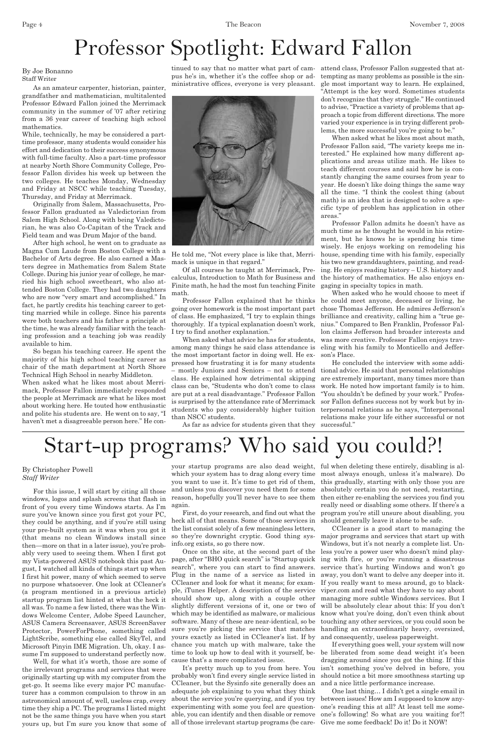# Professor Spotlight: Edward Fallon

By Joe Bonanno
Staff Writer

As an amateur carpenter, historian, painter, grandfather and mathematician, multitalented Professor Edward Fallon joined the Merrimack community in the summer of '07 after retiring from a 36 year career of teaching high school mathematics.

While, technically, he may be considered a part-time professor, many students would consider his effort and dedication to their success synonymous with full-time faculty. Also a part-time professor at nearby North Shore Community College, Professor Fallon divides his week up between the two colleges. He teaches Monday, Wednesday and Friday at NSCC while teaching Tuesday, Thursday, and Friday at Merrimack.

Originally from Salem, Massachusetts, Professor Fallon graduated as Valedictorian from Salem High School. Along with being Valedictorian, he was also Co-Capitan of the Track and Field team and was Drum Major of the band.

After high school, he went on to graduate as Magna Cum Laude from Boston College with a Bachelor of Arts degree. He also earned a Masters degree in Mathematics from Salem State College. During his junior year of college, he married his high school sweetheart, who also attended Boston College. They had two daughters who are now "very smart and accomplished." In fact, he partly credits his teaching career to getting married while in college. Since his parents were both teachers and his father a principle at the time, he was already familiar with the teaching profession and a teaching job was readily available to him.

So began his teaching career. He spent the majority of his high school teaching career as chair of the math department at North Shore Technical High School in nearby Middleton.

When asked what he likes most about Merrimack, Professor Fallon immediately responded the people at Merrimack are what he likes most about working here. He touted how enthusiastic and polite his students are. He went on to say, "I haven't met a disagreeable person here." He continued to say that no matter what part of campus he's in, whether it's the coffee shop or administrative offices, everyone is very pleasant. He told me, "Not every place is like that, Merrimack is unique in that regard."

Of all courses he taught at Merrimack, Precalculus, Introduction to Math for Business and Finite math, he had the most fun teaching Finite math.

Professor Fallon explained that he thinks going over homework is the most important part of class. He emphasized, "I try to explain things thoroughly. If a typical explanation doesn't work, I try to find another explanation."

When asked what advice he has for students, among many things he said class attendance is the most important factor in doing well. He expressed how frustrating it is for many students – mostly Juniors and Seniors – not to attend class. He explained how detrimental skipping class can be, "Students who don't come to class are put at a real disadvantage." Professor Fallon is surprised by the attendance rate of Merrimack students who pay considerably higher tuition than NSCC students.

As far as advice for students given that they attend class, Professor Fallon suggested that attempting as many problems as possible is the single most important way to learn. He explained, "Attempt is the key word. Sometimes students don't recognize that they struggle." He continued to advise, "Practice a variety of problems that approach a topic from different directions. The more varied your experience is in trying different problems, the more successful you're going to be."

When asked what he likes most about math, Professor Fallon said, "The variety keeps me interested." He explained how many different applications and areas utilize math. He likes to teach different courses and said how he is constantly changing the same courses from year to year. He doesn't like doing things the same way all the time. "I think the coolest thing (about math) is an idea that is designed to solve a specific type of problem has application in other areas."

Professor Fallon admits he doesn't have as much time as he thought he would in his retirement, but he knows he is spending his time wisely. He enjoys working on remodeling his house, spending time with his family, especially his two new granddaughters, painting, and reading. He enjoys reading history – U.S. history and the history of mathematics. He also enjoys engaging in specialty topics in math.

When asked who he would choose to meet if he could meet anyone, deceased or living, he chose Thomas Jefferson. He admires Jefferson's brilliance and creativity, calling him a "true genius." Compared to Ben Franklin, Professor Fallon claims Jefferson had broader interests and was more creative. Professor Fallon enjoys traveling with his family to Monticello and Jefferson's Place.

He concluded the interview with some additional advice. He said that personal relationships are extremely important, many times more than work. He noted how important family is to him. "You shouldn't be defined by your work." Professor Fallon defines success not by work but by interpersonal relations as he says, "Interpersonal relations make your life either successful or not successful."

# Start-up programs? Who said you could?!

By Christopher Powell
*Staff Writer*

For this issue, I will start by citing all those windows, logos and splash screens that flash in front of you every time Windows starts. As I'm sure you've known since you first got your PC, they could be anything, and if you're still using your pre-built system as it was when you got it (that means no clean Windows install since then—more on that in a later issue), you're probably very used to seeing them. When I first got my Vista-powered ASUS notebook this past August, I watched all kinds of things start up when I first hit power, many of which seemed to serve no purpose whatsoever. One look at CCleaner's (a program mentioned in a previous article) startup program list hinted at what the heck it all was. To name a few listed, there was the Windows Welcome Center, Adobe Speed Launcher, ASUS Camera Screensaver, ASUS ScreenSaver Protector, PowerForPhone, something called LightScribe, something else called SkyTel, and Microsoft Pinyin IME Migration. Uh, okay. I assume I'm supposed to understand perfectly now.

Well, for what it's worth, those are some of the irrelevant programs and services that were originally starting up with my computer from the get-go. It seems like every major PC manufacturer has a common compulsion to throw in an astronomical amount of, well, useless crap, every time they ship a PC. The programs I listed might not be the same things you have when you start yours up, but I'm sure you know that some of your startup programs are also dead weight, which your system has to drag along every time you want to use it. It's time to get rid of them, and unless you discover you need them for some reason, hopefully you'll never have to see them again.

First, do your research, and find out what the heck all of that means. Some of those services in the list consist solely of a few meaningless letters, so they're downright cryptic. Good thing sysinfo.org exists, so go there now.

Once on the site, at the second part of the page, after "BHO quick search" is "Startup quick search", where you can start to find answers. Plug in the name of a service as listed in CCleaner and look for what it means; for example, iTunes Helper. A description of the service should show up, along with a couple other slightly different versions of it, one or two of which may be identified as malware, or malicious software. Many of these are near-identical, so be sure you're picking the service that matches yours exactly as listed in CCleaner's list. If by chance you match up with malware, take the time to look up how to deal with it yourself, because that's a more complicated issue.

It's pretty much up to you from here. You probably won't find every single service listed in CCleaner, but the Sysinfo site generally does an adequate job explaining to you what they think about the service you're querying, and if you try experimenting with some you feel are questionable, you can identify and then disable or remove all of those irrelevant startup programs (be careful when deleting these entirely, disabling is almost always enough, unless it's malware). Do this gradually, starting with only those you are absolutely certain you do not need, restarting, then either re-enabling the services you find you really need or disabling some others. If there's a program you're still unsure about disabling, you should generally leave it alone to be safe.

CCleaner is a good start to managing the major programs and services that start up with Windows, but it's not nearly a complete list. Unless you're a power user who doesn't mind playing with fire, or you're running a disastrous service that's hurting Windows and won't go away, you don't want to delve any deeper into it. If you really want to mess around, go to blackviper.com and read what they have to say about managing more subtle Windows services. But I will be absolutely clear about this: If you don't know what you're doing, don't even think about touching any other services, or you could soon be handling an extraordinarily heavy, oversized, and consequently, useless paperweight.

If everything goes well, your system will now be liberated from some dead weight it's been dragging around since you got the thing. If this isn't something you've delved in before, you should notice a bit more smoothness starting up and a nice little performance increase.

One last thing… I didn't get a single email in between issues! How am I supposed to know anyone's reading this at all? At least tell me someone's following! So what are you waiting for?! Give me some feedback! Do it! Do it NOW!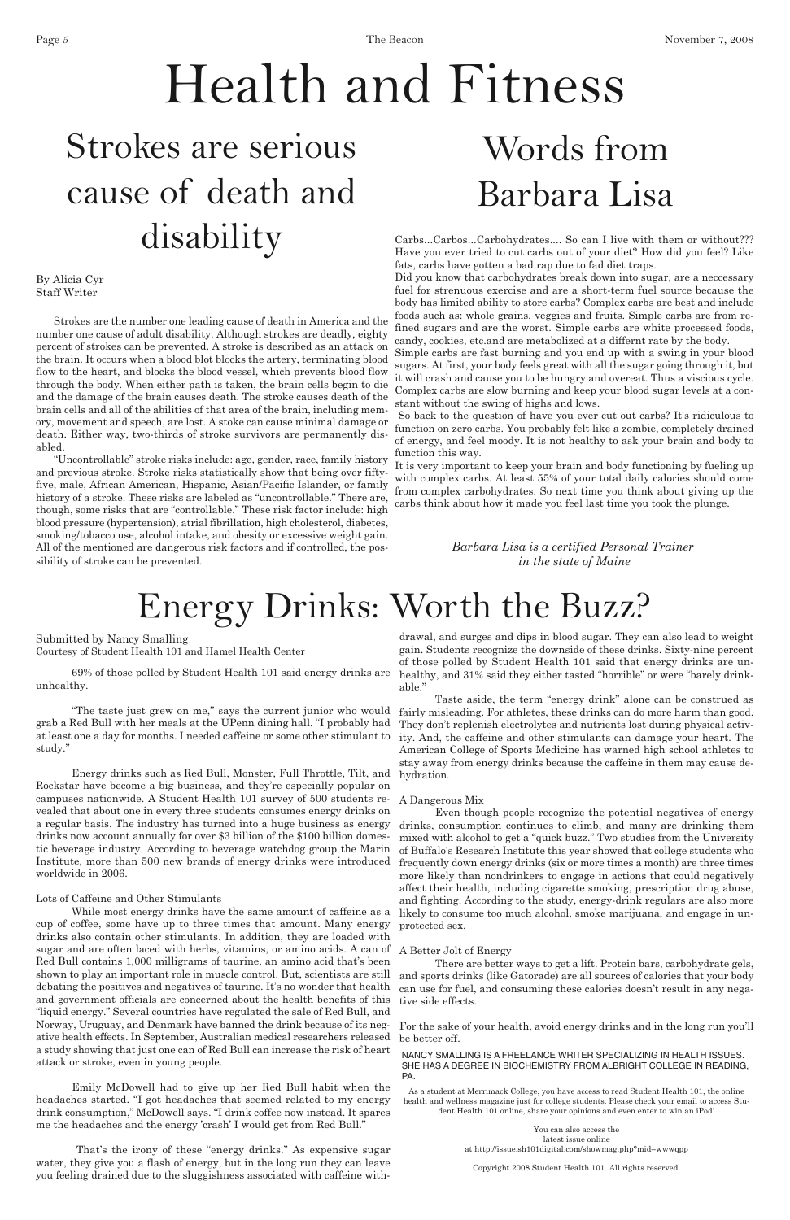# Health and Fitness

## Strokes are serious cause of death and disability

By Alicia Cyr
Staff Writer

Strokes are the number one leading cause of death in America and the number one cause of adult disability. Although strokes are deadly, eighty percent of strokes can be prevented. A stroke is described as an attack on the brain. It occurs when a blood blot blocks the artery, terminating blood flow to the heart, and blocks the blood vessel, which prevents blood flow through the body. When either path is taken, the brain cells begin to die and the damage of the brain causes death. The stroke causes death of the brain cells and all of the abilities of that area of the brain, including memory, movement and speech, are lost. A stoke can cause minimal damage or death. Either way, two-thirds of stroke survivors are permanently disabled.

"Uncontrollable" stroke risks include: age, gender, race, family history and previous stroke. Stroke risks statistically show that being over fifty-five, male, African American, Hispanic, Asian/Pacific Islander, or family history of a stroke. These risks are labeled as "uncontrollable." There are, though, some risks that are "controllable." These risk factor include: high blood pressure (hypertension), atrial fibrillation, high cholesterol, diabetes, smoking/tobacco use, alcohol intake, and obesity or excessive weight gain. All of the mentioned are dangerous risk factors and if controlled, the possibility of stroke can be prevented.

## Words from Barbara Lisa

Carbs...Carbos...Carbohydrates.... So can I live with them or without??? Have you ever tried to cut carbs out of your diet? How did you feel? Like fats, carbs have gotten a bad rap due to fad diet traps.

Did you know that carbohydrates break down into sugar, are a neccessary fuel for strenuous exercise and are a short-term fuel source because the body has limited ability to store carbs? Complex carbs are best and include foods such as: whole grains, veggies and fruits. Simple carbs are from refined sugars and are the worst. Simple carbs are white processed foods, candy, cookies, etc.and are metabolized at a differnt rate by the body.

Simple carbs are fast burning and you end up with a swing in your blood sugars. At first, your body feels great with all the sugar going through it, but it will crash and cause you to be hungry and overeat. Thus a viscious cycle. Complex carbs are slow burning and keep your blood sugar levels at a constant without the swing of highs and lows.

So back to the question of have you ever cut out carbs? It's ridiculous to function on zero carbs. You probably felt like a zombie, completely drained of energy, and feel moody. It is not healthy to ask your brain and body to function this way.

It is very important to keep your brain and body functioning by fueling up with complex carbs. At least 55% of your total daily calories should come from complex carbohydrates. So next time you think about giving up the carbs think about how it made you feel last time you took the plunge.

*Barbara Lisa is a certified Personal Trainer in the state of Maine*

## Energy Drinks: Worth the Buzz?

Submitted by Nancy Smalling
Courtesy of Student Health 101 and Hamel Health Center

69% of those polled by Student Health 101 said energy drinks are unhealthy.

"The taste just grew on me," says the current junior who would grab a Red Bull with her meals at the UPenn dining hall. "I probably had at least one a day for months. I needed caffeine or some other stimulant to study."

Energy drinks such as Red Bull, Monster, Full Throttle, Tilt, and Rockstar have become a big business, and they're especially popular on campuses nationwide. A Student Health 101 survey of 500 students revealed that about one in every three students consumes energy drinks on a regular basis. The industry has turned into a huge business as energy drinks now account annually for over $3 billion of the $100 billion domestic beverage industry. According to beverage watchdog group the Marin Institute, more than 500 new brands of energy drinks were introduced worldwide in 2006.

Lots of Caffeine and Other Stimulants

While most energy drinks have the same amount of caffeine as a cup of coffee, some have up to three times that amount. Many energy drinks also contain other stimulants. In addition, they are loaded with sugar and are often laced with herbs, vitamins, or amino acids. A can of Red Bull contains 1,000 milligrams of taurine, an amino acid that's been shown to play an important role in muscle control. But, scientists are still debating the positives and negatives of taurine. It's no wonder that health and government officials are concerned about the health benefits of this "liquid energy." Several countries have regulated the sale of Red Bull, and Norway, Uruguay, and Denmark have banned the drink because of its negative health effects. In September, Australian medical researchers released a study showing that just one can of Red Bull can increase the risk of heart attack or stroke, even in young people.

Emily McDowell had to give up her Red Bull habit when the headaches started. "I got headaches that seemed related to my energy drink consumption," McDowell says. "I drink coffee now instead. It spares me the headaches and the energy 'crash' I would get from Red Bull."

That's the irony of these "energy drinks." As expensive sugar water, they give you a flash of energy, but in the long run they can leave you feeling drained due to the sluggishness associated with caffeine withdrawal, and surges and dips in blood sugar. They can also lead to weight gain. Students recognize the downside of these drinks. Sixty-nine percent of those polled by Student Health 101 said that energy drinks are unhealthy, and 31% said they either tasted "horrible" or were "barely drinkable."

Taste aside, the term "energy drink" alone can be construed as fairly misleading. For athletes, these drinks can do more harm than good. They don't replenish electrolytes and nutrients lost during physical activity. And, the caffeine and other stimulants can damage your heart. The American College of Sports Medicine has warned high school athletes to stay away from energy drinks because the caffeine in them may cause dehydration.

A Dangerous Mix

Even though people recognize the potential negatives of energy drinks, consumption continues to climb, and many are drinking them mixed with alcohol to get a "quick buzz." Two studies from the University of Buffalo's Research Institute this year showed that college students who frequently down energy drinks (six or more times a month) are three times more likely than nondrinkers to engage in actions that could negatively affect their health, including cigarette smoking, prescription drug abuse, and fighting. According to the study, energy-drink regulars are also more likely to consume too much alcohol, smoke marijuana, and engage in unprotected sex.

A Better Jolt of Energy

There are better ways to get a lift. Protein bars, carbohydrate gels, and sports drinks (like Gatorade) are all sources of calories that your body can use for fuel, and consuming these calories doesn't result in any negative side effects.

For the sake of your health, avoid energy drinks and in the long run you'll be better off.

NANCY SMALLING IS A FREELANCE WRITER SPECIALIZING IN HEALTH ISSUES. SHE HAS A DEGREE IN BIOCHEMISTRY FROM ALBRIGHT COLLEGE IN READING, PA.

As a student at Merrimack College, you have access to read Student Health 101, the online health and wellness magazine just for college students. Please check your email to access Student Health 101 online, share your opinions and even enter to win an iPod!

You can also access the latest issue online at http://issue.sh101digital.com/showmag.php?mid=wwwqpp

Copyright 2008 Student Health 101. All rights reserved.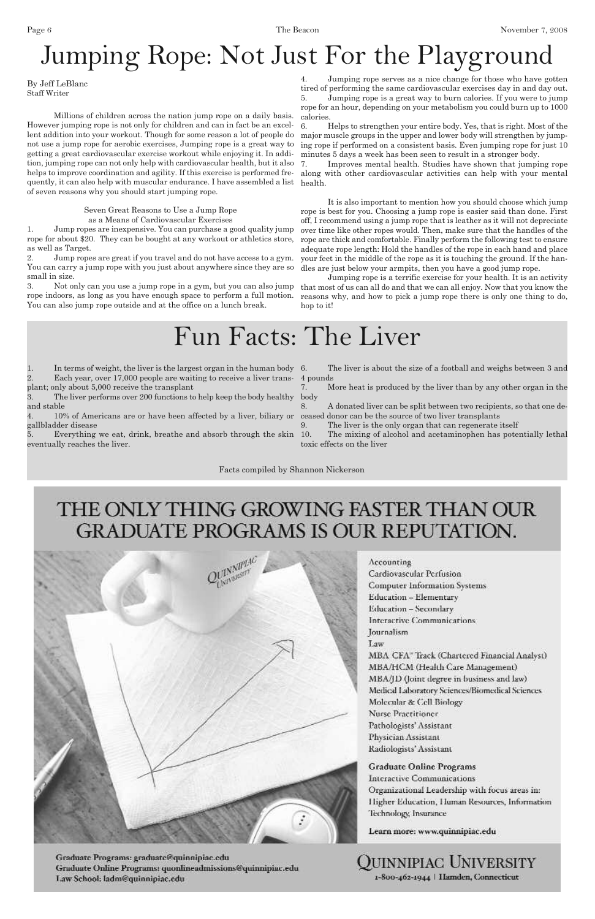# Jumping Rope: Not Just For the Playground

By Jeff LeBlanc
Staff Writer

Millions of children across the nation jump rope on a daily basis. However jumping rope is not only for children and can in fact be an excellent addition into your workout. Though for some reason a lot of people do not use a jump rope for aerobic exercises, Jumping rope is a great way to getting a great cardiovascular exercise workout while enjoying it. In addition, jumping rope can not only help with cardiovascular health, but it also helps to improve coordination and agility. If this exercise is performed frequently, it can also help with muscular endurance. I have assembled a list of seven reasons why you should start jumping rope.

Seven Great Reasons to Use a Jump Rope as a Means of Cardiovascular Exercises

1. Jump ropes are inexpensive. You can purchase a good quality jump rope for about $20. They can be bought at any workout or athletics store, as well as Target.
2. Jump ropes are great if you travel and do not have access to a gym. You can carry a jump rope with you just about anywhere since they are so small in size.
3. Not only can you use a jump rope in a gym, but you can also jump rope indoors, as long as you have enough space to perform a full motion. You can also jump rope outside and at the office on a lunch break.
4. Jumping rope serves as a nice change for those who have gotten tired of performing the same cardiovascular exercises day in and day out.
5. Jumping rope is a great way to burn calories. If you were to jump rope for an hour, depending on your metabolism you could burn up to 1000 calories.
6. Helps to strengthen your entire body. Yes, that is right. Most of the major muscle groups in the upper and lower body will strengthen by jumping rope if performed on a consistent basis. Even jumping rope for just 10 minutes 5 days a week has been seen to result in a stronger body.
7. Improves mental health. Studies have shown that jumping rope along with other cardiovascular activities can help with your mental health.

It is also important to mention how you should choose which jump rope is best for you. Choosing a jump rope is easier said than done. First off, I recommend using a jump rope that is leather as it will not depreciate over time like other ropes would. Then, make sure that the handles of the rope are thick and comfortable. Finally perform the following test to ensure adequate rope length: Hold the handles of the rope in each hand and place your feet in the middle of the rope as it is touching the ground. If the handles are just below your armpits, then you have a good jump rope.

Jumping rope is a terrific exercise for your health. It is an activity that most of us can all do and that we can all enjoy. Now that you know the reasons why, and how to pick a jump rope there is only one thing to do, hop to it!

# Fun Facts: The Liver

1. In terms of weight, the liver is the largest organ in the human body
2. Each year, over 17,000 people are waiting to receive a liver transplant; only about 5,000 receive the transplant
3. The liver performs over 200 functions to help keep the body healthy and stable
4. 10% of Americans are or have been affected by a liver, biliary or gallbladder disease
5. Everything we eat, drink, breathe and absorb through the skin eventually reaches the liver.
6. The liver is about the size of a football and weighs between 3 and 4 pounds
7. More heat is produced by the liver than by any other organ in the body
8. A donated liver can be split between two recipients, so that one deceased donor can be the source of two liver transplants
9. The liver is the only organ that can regenerate itself
10. The mixing of alcohol and acetaminophen has potentially lethal toxic effects on the liver

Facts compiled by Shannon Nickerson

## THE ONLY THING GROWING FASTER THAN OUR GRADUATE PROGRAMS IS OUR REPUTATION.

Accounting
Cardiovascular Perfusion
Computer Information Systems
Education – Elementary
Education – Secondary
Interactive Communications
Journalism
Law
MBA CFA® Track (Chartered Financial Analyst)
MBA/HCM (Health Care Management)
MBA/JD (Joint degree in business and law)
Medical Laboratory Sciences/Biomedical Sciences
Molecular & Cell Biology
Nurse Practitioner
Pathologists' Assistant
Physician Assistant
Radiologists' Assistant

**Graduate Online Programs**
Interactive Communications
Organizational Leadership with focus areas in: Higher Education, Human Resources, Information Technology, Insurance

**Learn more: www.quinnipiac.edu**

Graduate Programs: graduate@quinnipiac.edu
Graduate Online Programs: quonlineadmissions@quinnipiac.edu
Law School: ladm@quinnipiac.edu

QUINNIPIAC UNIVERSITY
1-800-462-1944 | Hamden, Connecticut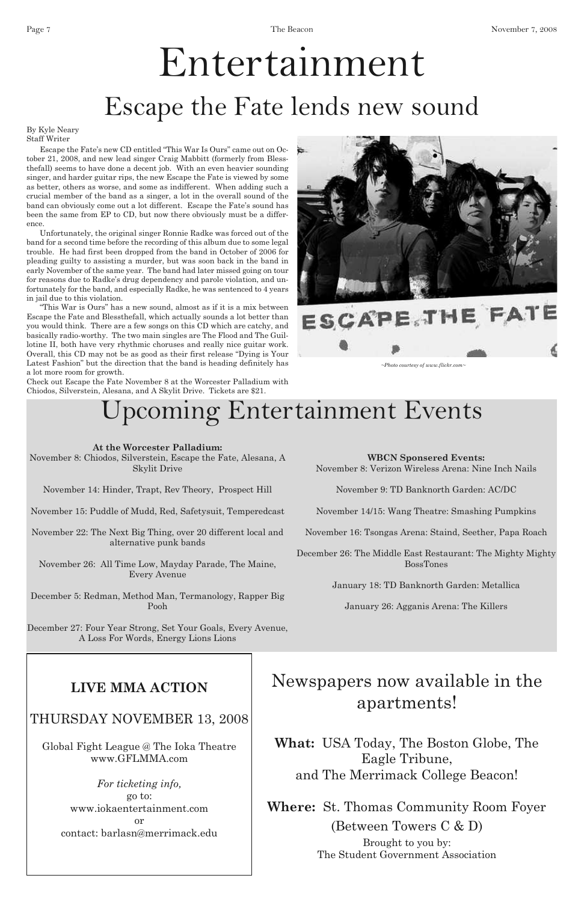# Entertainment

## Escape the Fate lends new sound

By Kyle Neary
Staff Writer

Escape the Fate's new CD entitled "This War Is Ours" came out on October 21, 2008, and new lead singer Craig Mabbitt (formerly from Blessthefall) seems to have done a decent job. With an even heavier sounding singer, and harder guitar rips, the new Escape the Fate is viewed by some as better, others as worse, and some as indifferent. When adding such a crucial member of the band as a singer, a lot in the overall sound of the band can obviously come out a lot different. Escape the Fate's sound has been the same from EP to CD, but now there obviously must be a difference.

Unfortunately, the original singer Ronnie Radke was forced out of the band for a second time before the recording of this album due to some legal trouble. He had first been dropped from the band in October of 2006 for pleading guilty to assisting a murder, but was soon back in the band in early November of the same year. The band had later missed going on tour for reasons due to Radke's drug dependency and parole violation, and unfortunately for the band, and especially Radke, he was sentenced to 4 years in jail due to this violation.

"This War is Ours" has a new sound, almost as if it is a mix between Escape the Fate and Blessthefall, which actually sounds a lot better than you would think. There are a few songs on this CD which are catchy, and basically radio-worthy. The two main singles are The Flood and The Guillotine II, both have very rhythmic choruses and really nice guitar work. Overall, this CD may not be as good as their first release "Dying is Your Latest Fashion" but the direction that the band is heading definitely has a lot more room for growth.

Check out Escape the Fate November 8 at the Worcester Palladium with Chiodos, Silverstein, Alesana, and A Skylit Drive. Tickets are $21.

*~Photo courtesy of www.flickr.com~*

## Upcoming Entertainment Events

**At the Worcester Palladium:**

November 8: Chiodos, Silverstein, Escape the Fate, Alesana, A Skylit Drive

November 14: Hinder, Trapt, Rev Theory, Prospect Hill

November 15: Puddle of Mudd, Red, Safetysuit, Temperedcast

November 22: The Next Big Thing, over 20 different local and alternative punk bands

November 26: All Time Low, Mayday Parade, The Maine, Every Avenue

December 5: Redman, Method Man, Termanology, Rapper Big Pooh

December 27: Four Year Strong, Set Your Goals, Every Avenue, A Loss For Words, Energy Lions Lions

**WBCN Sponsered Events:**

November 8: Verizon Wireless Arena: Nine Inch Nails

November 9: TD Banknorth Garden: AC/DC

November 14/15: Wang Theatre: Smashing Pumpkins

November 16: Tsongas Arena: Staind, Seether, Papa Roach

December 26: The Middle East Restaurant: The Mighty Mighty BossTones

January 18: TD Banknorth Garden: Metallica

January 26: Agganis Arena: The Killers

**LIVE MMA ACTION**

THURSDAY NOVEMBER 13, 2008

Global Fight League @ The Ioka Theatre
www.GFLMMA.com

*For ticketing info,*
go to:
www.iokaentertainment.com
or
contact: barlasn@merrimack.edu

## Newspapers now available in the apartments!

**What:** USA Today, The Boston Globe, The Eagle Tribune, and The Merrimack College Beacon!

**Where:** St. Thomas Community Room Foyer (Between Towers C & D)

Brought to you by:
The Student Government Association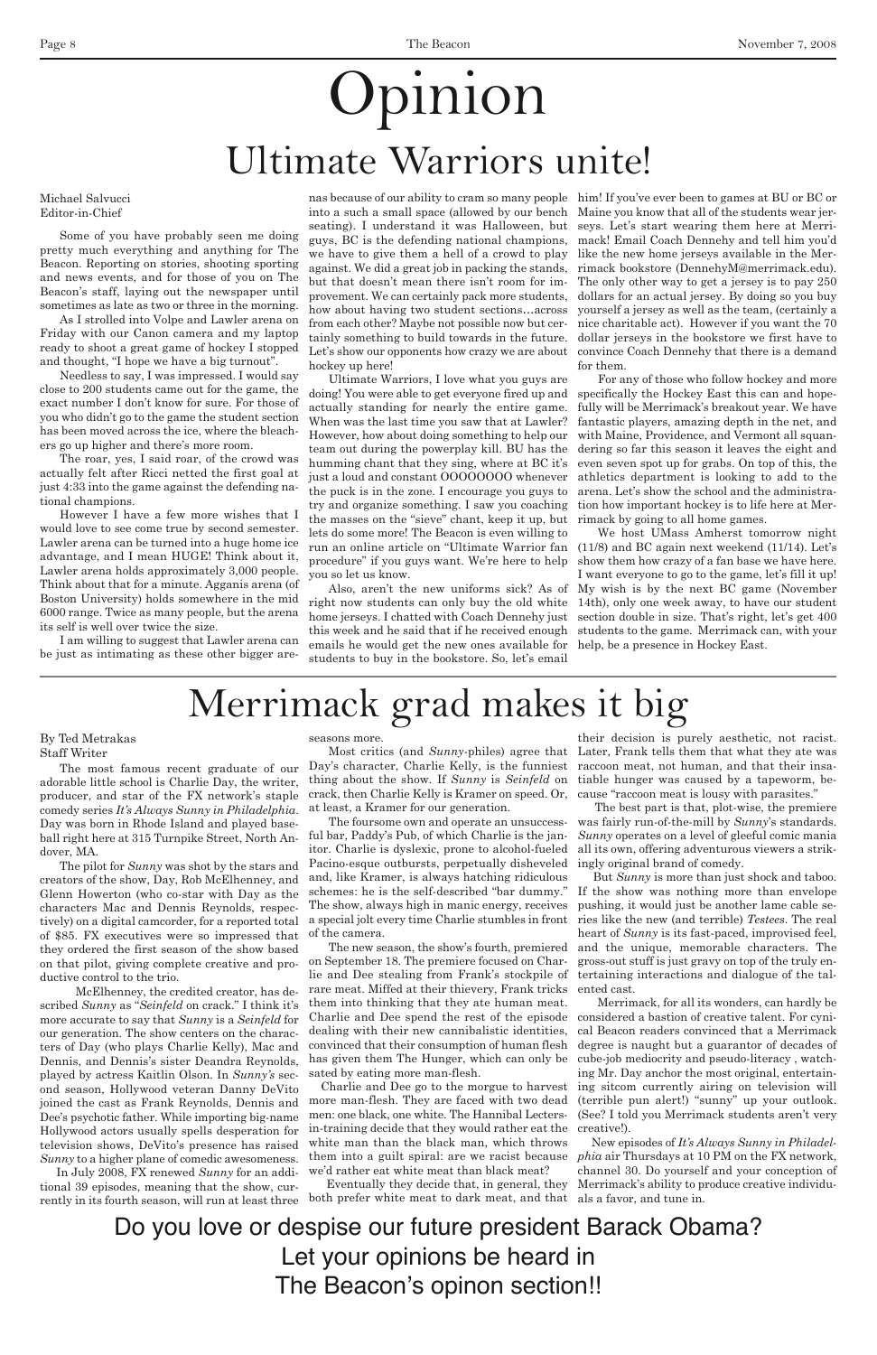# Opinion

## Ultimate Warriors unite!

Michael Salvucci
Editor-in-Chief

Some of you have probably seen me doing pretty much everything and anything for The Beacon. Reporting on stories, shooting sporting and news events, and for those of you on The Beacon's staff, laying out the newspaper until sometimes as late as two or three in the morning.

As I strolled into Volpe and Lawler arena on Friday with our Canon camera and my laptop ready to shoot a great game of hockey I stopped and thought, "I hope we have a big turnout".

Needless to say, I was impressed. I would say close to 200 students came out for the game, the exact number I don't know for sure. For those of you who didn't go to the game the student section has been moved across the ice, where the bleachers go up higher and there's more room.

The roar, yes, I said roar, of the crowd was actually felt after Ricci netted the first goal at just 4:33 into the game against the defending national champions.

However I have a few more wishes that I would love to see come true by second semester. Lawler arena can be turned into a huge home ice advantage, and I mean HUGE! Think about it, Lawler arena holds approximately 3,000 people. Think about that for a minute. Agganis arena (of Boston University) holds somewhere in the mid 6000 range. Twice as many people, but the arena its self is well over twice the size.

I am willing to suggest that Lawler arena can be just as intimating as these other bigger arenas because of our ability to cram so many people into a such a small space (allowed by our bench seating). I understand it was Halloween, but guys, BC is the defending national champions, we have to give them a hell of a crowd to play against. We did a great job in packing the stands, but that doesn't mean there isn't room for improvement. We can certainly pack more students, how about having two student sections…across from each other? Maybe not possible now but certainly something to build towards in the future. Let's show our opponents how crazy we are about hockey up here!

Ultimate Warriors, I love what you guys are doing! You were able to get everyone fired up and actually standing for nearly the entire game. When was the last time you saw that at Lawler? However, how about doing something to help our team out during the powerplay kill. BU has the humming chant that they sing, where at BC it's just a loud and constant OOOOOOOO whenever the puck is in the zone. I encourage you guys to try and organize something. I saw you coaching the masses on the "sieve" chant, keep it up, but lets do some more! The Beacon is even willing to run an online article on "Ultimate Warrior fan procedure" if you guys want. We're here to help you so let us know.

Also, aren't the new uniforms sick? As of right now students can only buy the old white home jerseys. I chatted with Coach Dennehy just this week and he said that if he received enough emails he would get the new ones available for students to buy in the bookstore. So, let's email him! If you've ever been to games at BU or BC or Maine you know that all of the students wear jerseys. Let's start wearing them here at Merrimack! Email Coach Dennehy and tell him you'd like the new home jerseys available in the Merrimack bookstore (DennehyM@merrimack.edu). The only other way to get a jersey is to pay 250 dollars for an actual jersey. By doing so you buy yourself a jersey as well as the team, (certainly a nice charitable act). However if you want the 70 dollar jerseys in the bookstore we first have to convince Coach Dennehy that there is a demand for them.

For any of those who follow hockey and more specifically the Hockey East this can and hopefully will be Merrimack's breakout year. We have fantastic players, amazing depth in the net, and with Maine, Providence, and Vermont all squandering so far this season it leaves the eight and even seven spot up for grabs. On top of this, the athletics department is looking to add to the arena. Let's show the school and the administration how important hockey is to life here at Merrimack by going to all home games.

We host UMass Amherst tomorrow night (11/8) and BC again next weekend (11/14). Let's show them how crazy of a fan base we have here. I want everyone to go to the game, let's fill it up! My wish is by the next BC game (November 14th), only one week away, to have our student section double in size. That's right, let's get 400 students to the game. Merrimack can, with your help, be a presence in Hockey East.

## Merrimack grad makes it big

By Ted Metrakas
Staff Writer

The most famous recent graduate of our adorable little school is Charlie Day, the writer, producer, and star of the FX network's staple comedy series *It's Always Sunny in Philadelphia*. Day was born in Rhode Island and played baseball right here at 315 Turnpike Street, North Andover, MA.

The pilot for *Sunny* was shot by the stars and creators of the show, Day, Rob McElhenney, and Glenn Howerton (who co-star with Day as the characters Mac and Dennis Reynolds, respectively) on a digital camcorder, for a reported total of $85. FX executives were so impressed that they ordered the first season of the show based on that pilot, giving complete creative and productive control to the trio.

McElhenney, the credited creator, has described *Sunny* as "*Seinfeld* on crack." I think it's more accurate to say that *Sunny* is a *Seinfeld* for our generation. The show centers on the characters of Day (who plays Charlie Kelly), Mac and Dennis, and Dennis's sister Deandra Reynolds, played by actress Kaitlin Olson. In *Sunny's* second season, Hollywood veteran Danny DeVito joined the cast as Frank Reynolds, Dennis and Dee's psychotic father. While importing big-name Hollywood actors usually spells desperation for television shows, DeVito's presence has raised *Sunny* to a higher plane of comedic awesomeness.

In July 2008, FX renewed *Sunny* for an additional 39 episodes, meaning that the show, currently in its fourth season, will run at least three seasons more.

Most critics (and *Sunny*-philes) agree that Day's character, Charlie Kelly, is the funniest thing about the show. If *Sunny* is *Seinfeld* on crack, then Charlie Kelly is Kramer on speed. Or, at least, a Kramer for our generation.

The foursome own and operate an unsuccessful bar, Paddy's Pub, of which Charlie is the janitor. Charlie is dyslexic, prone to alcohol-fueled Pacino-esque outbursts, perpetually disheveled and, like Kramer, is always hatching ridiculous schemes: he is the self-described "bar dummy." The show, always high in manic energy, receives a special jolt every time Charlie stumbles in front of the camera.

The new season, the show's fourth, premiered on September 18. The premiere focused on Charlie and Dee stealing from Frank's stockpile of rare meat. Miffed at their thievery, Frank tricks them into thinking that they ate human meat. Charlie and Dee spend the rest of the episode dealing with their new cannibalistic identities, convinced that their consumption of human flesh has given them The Hunger, which can only be sated by eating more man-flesh.

Charlie and Dee go to the morgue to harvest more man-flesh. They are faced with two dead men: one black, one white. The Hannibal Lecters-in-training decide that they would rather eat the white man than the black man, which throws them into a guilt spiral: are we racist because we'd rather eat white meat than black meat?

Eventually they decide that, in general, they both prefer white meat to dark meat, and that their decision is purely aesthetic, not racist. Later, Frank tells them that what they ate was raccoon meat, not human, and that their insatiable hunger was caused by a tapeworm, because "raccoon meat is lousy with parasites."

The best part is that, plot-wise, the premiere was fairly run-of-the-mill by *Sunny*'s standards. *Sunny* operates on a level of gleeful comic mania all its own, offering adventurous viewers a strikingly original brand of comedy.

But *Sunny* is more than just shock and taboo. If the show was nothing more than envelope pushing, it would just be another lame cable series like the new (and terrible) *Testees*. The real heart of *Sunny* is its fast-paced, improvised feel, and the unique, memorable characters. The gross-out stuff is just gravy on top of the truly entertaining interactions and dialogue of the talented cast.

Merrimack, for all its wonders, can hardly be considered a bastion of creative talent. For cynical Beacon readers convinced that a Merrimack degree is naught but a guarantor of decades of cube-job mediocrity and pseudo-literacy , watching Mr. Day anchor the most original, entertaining sitcom currently airing on television will (terrible pun alert!) "sunny" up your outlook. (See? I told you Merrimack students aren't very creative!).

New episodes of *It's Always Sunny in Philadelphia* air Thursdays at 10 PM on the FX network, channel 30. Do yourself and your conception of Merrimack's ability to produce creative individuals a favor, and tune in.

Do you love or despise our future president Barack Obama?
Let your opinions be heard in
The Beacon's opinon section!!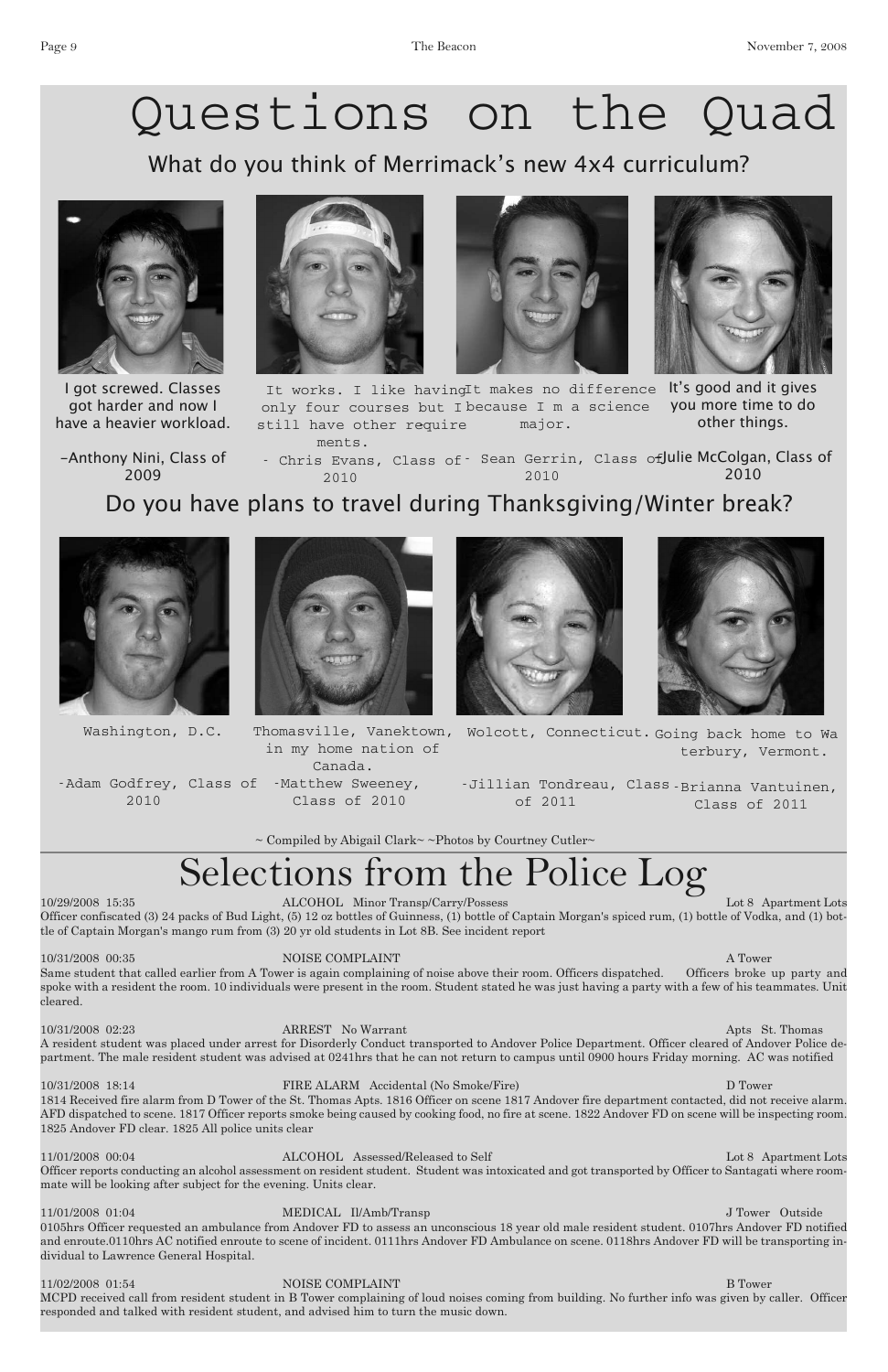# Questions on the Quad

## What do you think of Merrimack's new 4x4 curriculum?

I got screwed. Classes got harder and now I have a heavier workload.

-Anthony Nini, Class of 2009

It works. I like having only four courses but I still have other requirements.

- Chris Evans, Class of 2010

It makes no difference because I m a science major.

- Sean Gerrin, Class of 2010

It's good and it gives you more time to do other things.

-Julie McColgan, Class of 2010

## Do you have plans to travel during Thanksgiving/Winter break?

Washington, D.C.

-Adam Godfrey, Class of 2010

Thomasville, Vanektown, in my home nation of Canada.

-Matthew Sweeney, Class of 2010

Wolcott, Connecticut.

-Jillian Tondreau, Class of 2011

Going back home to Waterbury, Vermont.

-Brianna Vantuinen, Class of 2011

~ Compiled by Abigail Clark~ ~Photos by Courtney Cutler~

# Selections from the Police Log

10/29/2008 15:35 ALCOHOL Minor Transp/Carry/Possess Lot 8 Apartment Lots
Officer confiscated (3) 24 packs of Bud Light, (5) 12 oz bottles of Guinness, (1) bottle of Captain Morgan's spiced rum, (1) bottle of Vodka, and (1) bottle of Captain Morgan's mango rum from (3) 20 yr old students in Lot 8B. See incident report

10/31/2008 00:35 NOISE COMPLAINT A Tower
Same student that called earlier from A Tower is again complaining of noise above their room. Officers dispatched. Officers broke up party and spoke with a resident the room. 10 individuals were present in the room. Student stated he was just having a party with a few of his teammates. Unit cleared.

10/31/2008 02:23 ARREST No Warrant Apts St. Thomas
A resident student was placed under arrest for Disorderly Conduct transported to Andover Police Department. Officer cleared of Andover Police department. The male resident student was advised at 0241hrs that he can not return to campus until 0900 hours Friday morning. AC was notified

10/31/2008 18:14 FIRE ALARM Accidental (No Smoke/Fire) D Tower
1814 Received fire alarm from D Tower of the St. Thomas Apts. 1816 Officer on scene 1817 Andover fire department contacted, did not receive alarm. AFD dispatched to scene. 1817 Officer reports smoke being caused by cooking food, no fire at scene. 1822 Andover FD on scene will be inspecting room. 1825 Andover FD clear. 1825 All police units clear

11/01/2008 00:04 ALCOHOL Assessed/Released to Self Lot 8 Apartment Lots
Officer reports conducting an alcohol assessment on resident student. Student was intoxicated and got transported by Officer to Santagati where roommate will be looking after subject for the evening. Units clear.

11/01/2008 01:04 MEDICAL Il/Amb/Transp J Tower Outside
0105hrs Officer requested an ambulance from Andover FD to assess an unconscious 18 year old male resident student. 0107hrs Andover FD notified and enroute.0110hrs AC notified enroute to scene of incident. 0111hrs Andover FD Ambulance on scene. 0118hrs Andover FD will be transporting individual to Lawrence General Hospital.

11/02/2008 01:54 NOISE COMPLAINT B Tower
MCPD received call from resident student in B Tower complaining of loud noises coming from building. No further info was given by caller. Officer responded and talked with resident student, and advised him to turn the music down.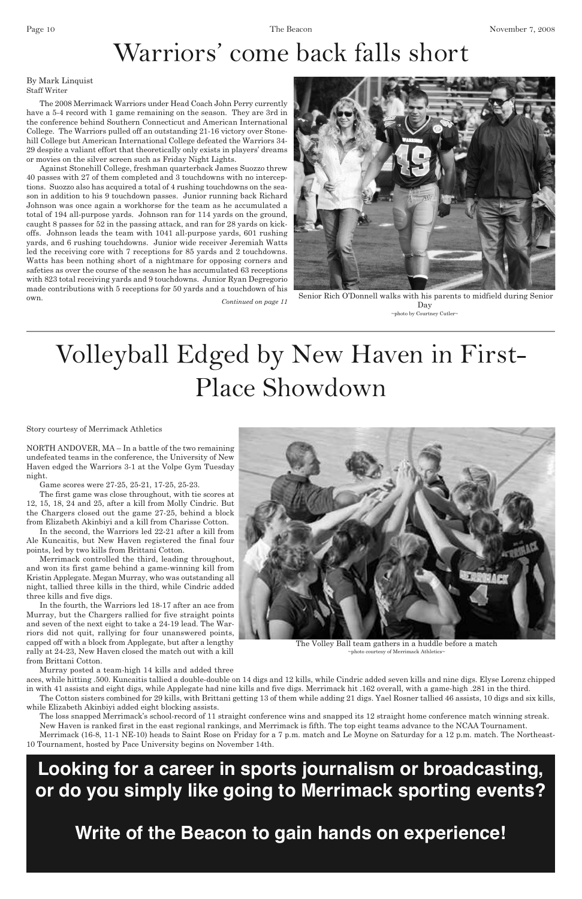# Warriors' come back falls short

By Mark Linquist
Staff Writer

The 2008 Merrimack Warriors under Head Coach John Perry currently have a 5-4 record with 1 game remaining on the season. They are 3rd in the conference behind Southern Connecticut and American International College. The Warriors pulled off an outstanding 21-16 victory over Stonehill College but American International College defeated the Warriors 34-29 despite a valiant effort that theoretically only exists in players' dreams or movies on the silver screen such as Friday Night Lights.

Against Stonehill College, freshman quarterback James Suozzo threw 40 passes with 27 of them completed and 3 touchdowns with no interceptions. Suozzo also has acquired a total of 4 rushing touchdowns on the season in addition to his 9 touchdown passes. Junior running back Richard Johnson was once again a workhorse for the team as he accumulated a total of 194 all-purpose yards. Johnson ran for 114 yards on the ground, caught 8 passes for 52 in the passing attack, and ran for 28 yards on kickoffs. Johnson leads the team with 1041 all-purpose yards, 601 rushing yards, and 6 rushing touchdowns. Junior wide receiver Jeremiah Watts led the receiving core with 7 receptions for 85 yards and 2 touchdowns. Watts has been nothing short of a nightmare for opposing corners and safeties as over the course of the season he has accumulated 63 receptions with 823 total receiving yards and 9 touchdowns. Junior Ryan Degregorio made contributions with 5 receptions for 50 yards and a touchdown of his own.

*Continued on page 11*

Senior Rich O'Donnell walks with his parents to midfield during Senior Day
~photo by Courtney Cutler~

# Volleyball Edged by New Haven in First-Place Showdown

Story courtesy of Merrimack Athletics

NORTH ANDOVER, MA – In a battle of the two remaining undefeated teams in the conference, the University of New Haven edged the Warriors 3-1 at the Volpe Gym Tuesday night.

Game scores were 27-25, 25-21, 17-25, 25-23.

The first game was close throughout, with tie scores at 12, 15, 18, 24 and 25, after a kill from Molly Cindric. But the Chargers closed out the game 27-25, behind a block from Elizabeth Akinbiyi and a kill from Charisse Cotton.

In the second, the Warriors led 22-21 after a kill from Ale Kuncaitis, but New Haven registered the final four points, led by two kills from Brittani Cotton.

Merrimack controlled the third, leading throughout, and won its first game behind a game-winning kill from Kristin Applegate. Megan Murray, who was outstanding all night, tallied three kills in the third, while Cindric added three kills and five digs.

In the fourth, the Warriors led 18-17 after an ace from Murray, but the Chargers rallied for five straight points and seven of the next eight to take a 24-19 lead. The Warriors did not quit, rallying for four unanswered points, capped off with a block from Applegate, but after a lengthy rally at 24-23, New Haven closed the match out with a kill from Brittani Cotton.

The Volley Ball team gathers in a huddle before a match
~photo courtesy of Merrimack Athletics~

Murray posted a team-high 14 kills and added three aces, while hitting .500. Kuncaitis tallied a double-double on 14 digs and 12 kills, while Cindric added seven kills and nine digs. Elyse Lorenz chipped in with 41 assists and eight digs, while Applegate had nine kills and five digs. Merrimack hit .162 overall, with a game-high .281 in the third.

The Cotton sisters combined for 29 kills, with Brittani getting 13 of them while adding 21 digs. Yael Rosner tallied 46 assists, 10 digs and six kills, while Elizabeth Akinbiyi added eight blocking assists.

The loss snapped Merrimack's school-record of 11 straight conference wins and snapped its 12 straight home conference match winning streak.

New Haven is ranked first in the east regional rankings, and Merrimack is fifth. The top eight teams advance to the NCAA Tournament.

Merrimack (16-8, 11-1 NE-10) heads to Saint Rose on Friday for a 7 p.m. match and Le Moyne on Saturday for a 12 p.m. match. The Northeast-10 Tournament, hosted by Pace University begins on November 14th.

**Looking for a career in sports journalism or broadcasting, or do you simply like going to Merrimack sporting events?**

**Write of the Beacon to gain hands on experience!**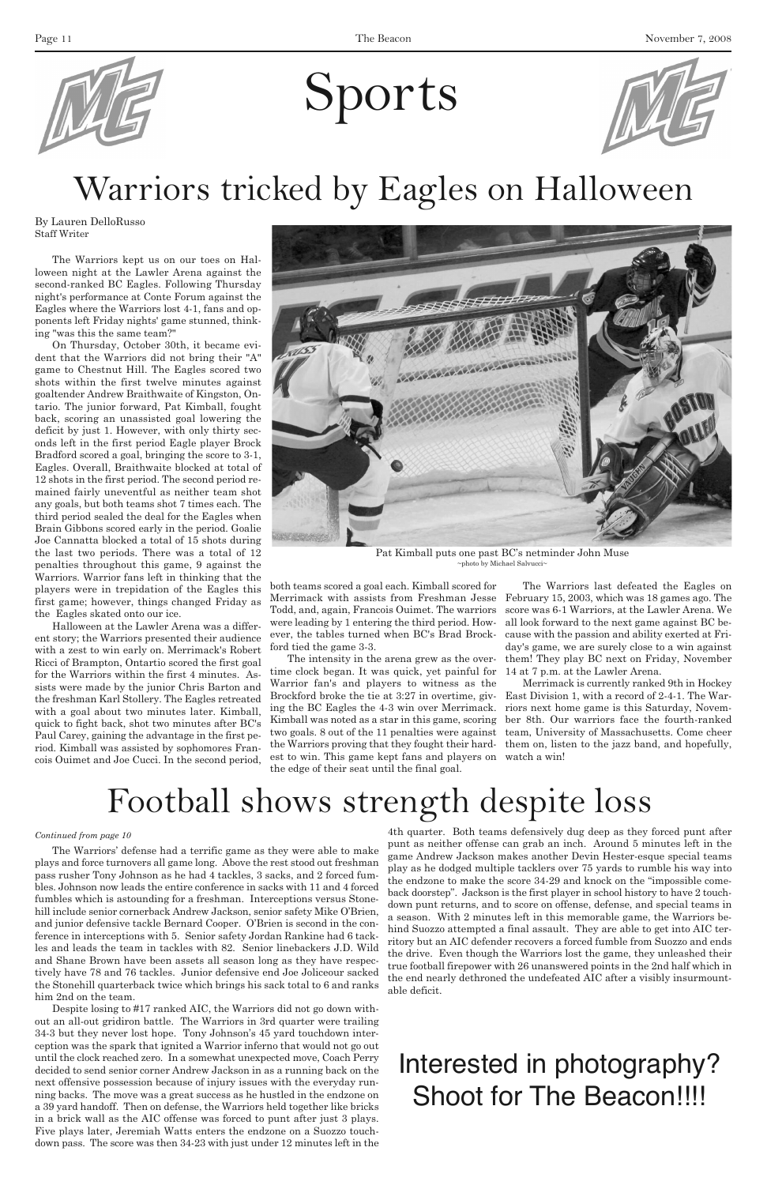# Sports

## Warriors tricked by Eagles on Halloween

By Lauren DelloRusso
Staff Writer

The Warriors kept us on our toes on Halloween night at the Lawler Arena against the second-ranked BC Eagles. Following Thursday night's performance at Conte Forum against the Eagles where the Warriors lost 4-1, fans and opponents left Friday nights' game stunned, thinking "was this the same team?"

On Thursday, October 30th, it became evident that the Warriors did not bring their "A" game to Chestnut Hill. The Eagles scored two shots within the first twelve minutes against goaltender Andrew Braithwaite of Kingston, Ontario. The junior forward, Pat Kimball, fought back, scoring an unassisted goal lowering the deficit by just 1. However, with only thirty seconds left in the first period Eagle player Brock Bradford scored a goal, bringing the score to 3-1, Eagles. Overall, Braithwaite blocked at total of 12 shots in the first period. The second period remained fairly uneventful as neither team shot any goals, but both teams shot 7 times each. The third period sealed the deal for the Eagles when Brain Gibbons scored early in the period. Goalie Joe Cannatta blocked a total of 15 shots during the last two periods. There was a total of 12 penalties throughout this game, 9 against the Warriors. Warrior fans left in thinking that the players were in trepidation of the Eagles this first game; however, things changed Friday as the Eagles skated onto our ice.

Halloween at the Lawler Arena was a different story; the Warriors presented their audience with a zest to win early on. Merrimack's Robert Ricci of Brampton, Ontartio scored the first goal for the Warriors within the first 4 minutes. Assists were made by the junior Chris Barton and the freshman Karl Stollery. The Eagles retreated with a goal about two minutes later. Kimball, quick to fight back, shot two minutes after BC's Paul Carey, gaining the advantage in the first period. Kimball was assisted by sophomores Francois Ouimet and Joe Cucci. In the second period, both teams scored a goal each. Kimball scored for Merrimack with assists from Freshman Jesse Todd, and, again, Francois Ouimet. The warriors were leading by 1 entering the third period. However, the tables turned when BC's Brad Brockford tied the game 3-3.

The intensity in the arena grew as the overtime clock began. It was quick, yet painful for Warrior fan's and players to witness as the Brockford broke the tie at 3:27 in overtime, giving the BC Eagles the 4-3 win over Merrimack. Kimball was noted as a star in this game, scoring two goals. 8 out of the 11 penalties were against the Warriors proving that they fought their hardest to win. This game kept fans and players on the edge of their seat until the final goal.

The Warriors last defeated the Eagles on February 15, 2003, which was 18 games ago. The score was 6-1 Warriors, at the Lawler Arena. We all look forward to the next game against BC because with the passion and ability exerted at Friday's game, we are surely close to a win against them! They play BC next on Friday, November 14 at 7 p.m. at the Lawler Arena.

Merrimack is currently ranked 9th in Hockey East Division 1, with a record of 2-4-1. The Warriors next home game is this Saturday, November 8th. Our warriors face the fourth-ranked team, University of Massachusetts. Come cheer them on, listen to the jazz band, and hopefully, watch a win!

Pat Kimball puts one past BC's netminder John Muse
~photo by Michael Salvucci~

## Football shows strength despite loss

*Continued from page 10*

The Warriors' defense had a terrific game as they were able to make plays and force turnovers all game long. Above the rest stood out freshman pass rusher Tony Johnson as he had 4 tackles, 3 sacks, and 2 forced fumbles. Johnson now leads the entire conference in sacks with 11 and 4 forced fumbles which is astounding for a freshman. Interceptions versus Stonehill include senior cornerback Andrew Jackson, senior safety Mike O'Brien, and junior defensive tackle Bernard Cooper. O'Brien is second in the conference in interceptions with 5. Senior safety Jordan Rankine had 6 tackles and leads the team in tackles with 82. Senior linebackers J.D. Wild and Shane Brown have been assets all season long as they have respectively have 78 and 76 tackles. Junior defensive end Joe Joliceour sacked the Stonehill quarterback twice which brings his sack total to 6 and ranks him 2nd on the team.

Despite losing to #17 ranked AIC, the Warriors did not go down without an all-out gridiron battle. The Warriors in 3rd quarter were trailing 34-3 but they never lost hope. Tony Johnson's 45 yard touchdown interception was the spark that ignited a Warrior inferno that would not go out until the clock reached zero. In a somewhat unexpected move, Coach Perry decided to send senior corner Andrew Jackson in as a running back on the next offensive possession because of injury issues with the everyday running backs. The move was a great success as he hustled in the endzone on a 39 yard handoff. Then on defense, the Warriors held together like bricks in a brick wall as the AIC offense was forced to punt after just 3 plays. Five plays later, Jeremiah Watts enters the endzone on a Suozzo touchdown pass. The score was then 34-23 with just under 12 minutes left in the 4th quarter. Both teams defensively dug deep as they forced punt after punt as neither offense can grab an inch. Around 5 minutes left in the game Andrew Jackson makes another Devin Hester-esque special teams play as he dodged multiple tacklers over 75 yards to rumble his way into the endzone to make the score 34-29 and knock on the "impossible comeback doorstep". Jackson is the first player in school history to have 2 touchdown punt returns, and to score on offense, defense, and special teams in a season. With 2 minutes left in this memorable game, the Warriors behind Suozzo attempted a final assault. They are able to get into AIC territory but an AIC defender recovers a forced fumble from Suozzo and ends the drive. Even though the Warriors lost the game, they unleashed their true football firepower with 26 unanswered points in the 2nd half which in the end nearly dethroned the undefeated AIC after a visibly insurmountable deficit.

Interested in photography? Shoot for The Beacon!!!!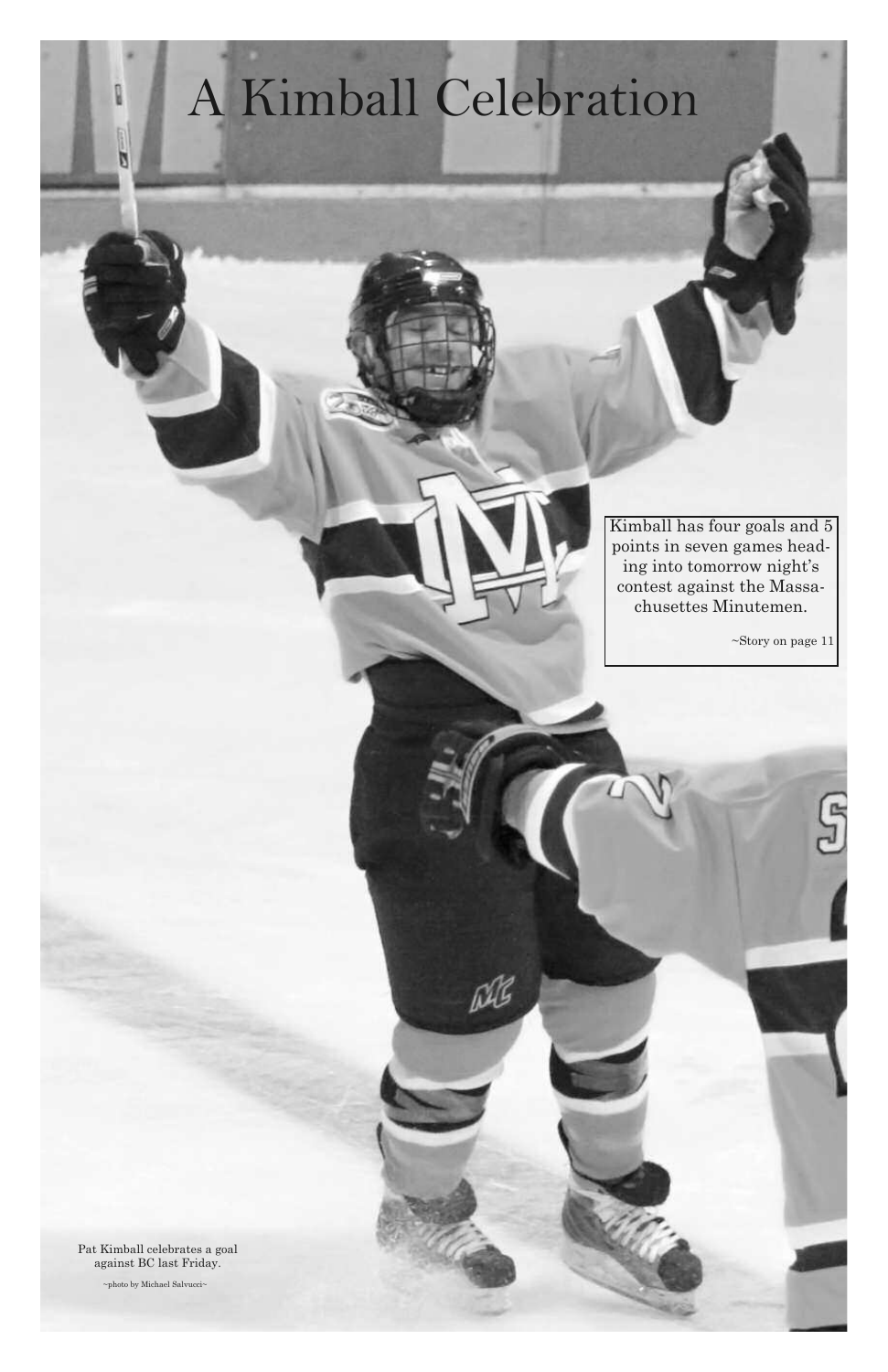# A Kimball Celebration

Kimball has four goals and 5 points in seven games heading into tomorrow night's contest against the Massachusettes Minutemen.

~Story on page 11

Pat Kimball celebrates a goal against BC last Friday.

~photo by Michael Salvucci~